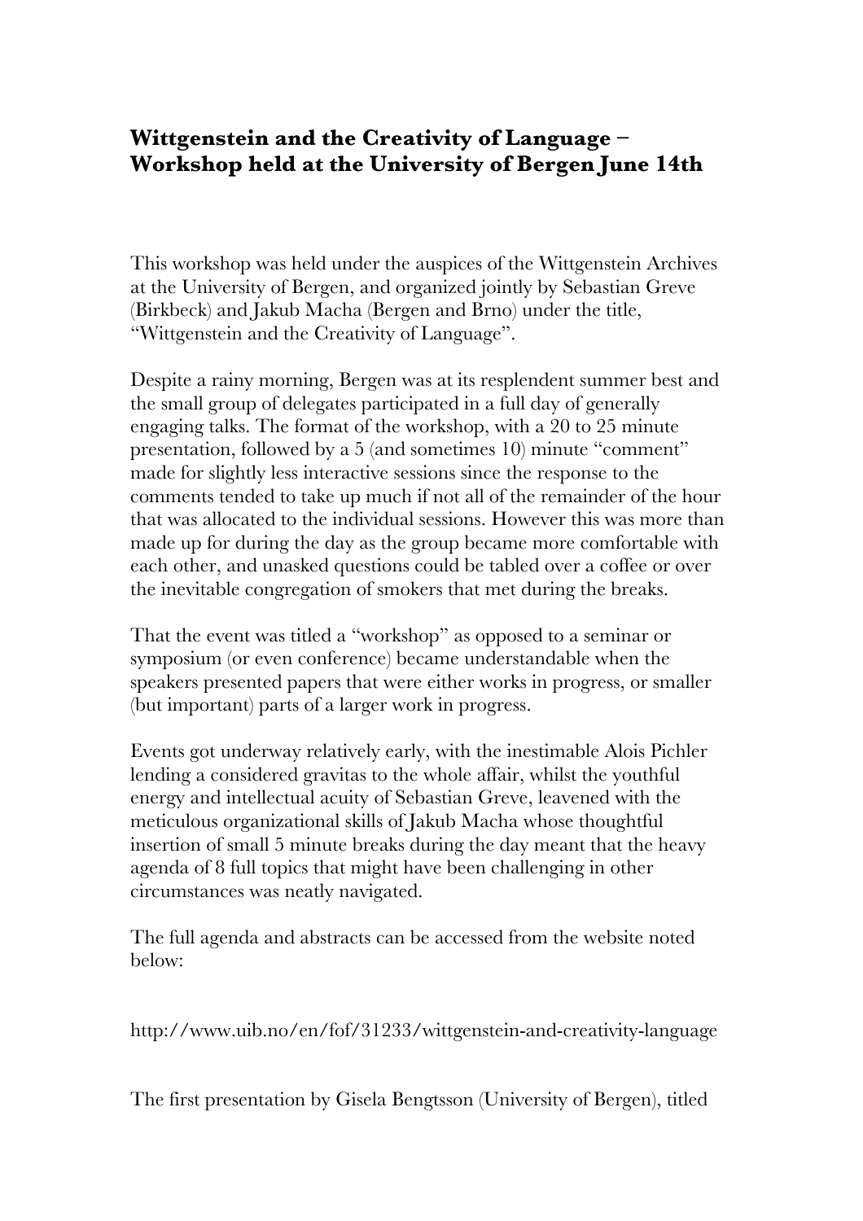# Wittgenstein and the Creativity of Language – Workshop held at the University of Bergen June 14th

This workshop was held under the auspices of the Wittgenstein Archives at the University of Bergen, and organized jointly by Sebastian Greve (Birkbeck) and Jakub Macha (Bergen and Brno) under the title, "Wittgenstein and the Creativity of Language".

Despite a rainy morning, Bergen was at its resplendent summer best and the small group of delegates participated in a full day of generally engaging talks. The format of the workshop, with a 20 to 25 minute presentation, followed by a 5 (and sometimes 10) minute "comment" made for slightly less interactive sessions since the response to the comments tended to take up much if not all of the remainder of the hour that was allocated to the individual sessions. However this was more than made up for during the day as the group became more comfortable with each other, and unasked questions could be tabled over a coffee or over the inevitable congregation of smokers that met during the breaks.

That the event was titled a "workshop" as opposed to a seminar or symposium (or even conference) became understandable when the speakers presented papers that were either works in progress, or smaller (but important) parts of a larger work in progress.

Events got underway relatively early, with the inestimable Alois Pichler lending a considered gravitas to the whole affair, whilst the youthful energy and intellectual acuity of Sebastian Greve, leavened with the meticulous organizational skills of Jakub Macha whose thoughtful insertion of small 5 minute breaks during the day meant that the heavy agenda of 8 full topics that might have been challenging in other circumstances was neatly navigated.

The full agenda and abstracts can be accessed from the website noted below:

http://www.uib.no/en/fof/31233/wittgenstein-and-creativity-language

The first presentation by Gisela Bengtsson (University of Bergen), titled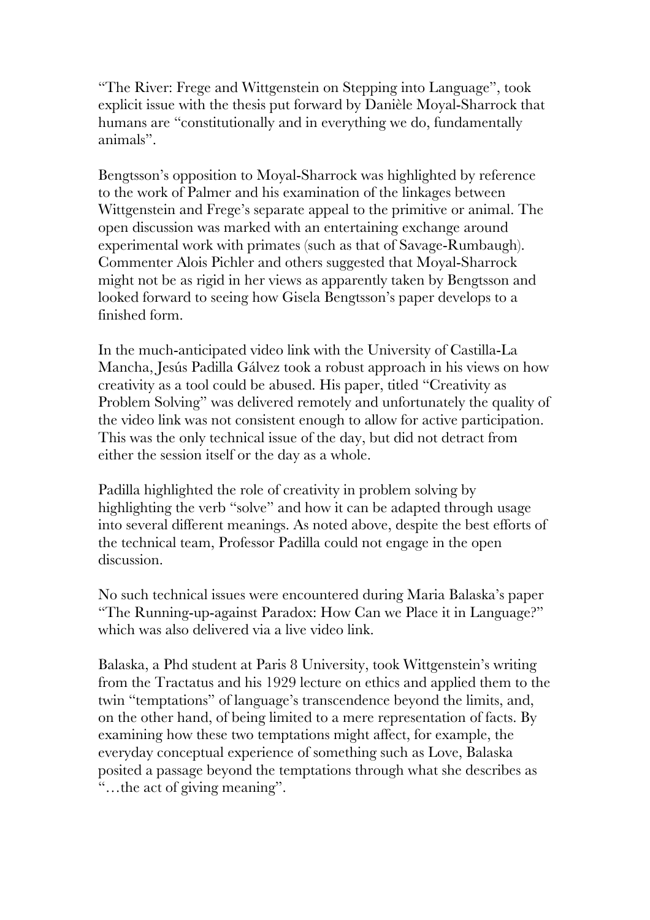"The River: Frege and Wittgenstein on Stepping into Language", took explicit issue with the thesis put forward by Danièle Moyal-Sharrock that humans are "constitutionally and in everything we do, fundamentally animals".

Bengtsson's opposition to Moyal-Sharrock was highlighted by reference to the work of Palmer and his examination of the linkages between Wittgenstein and Frege's separate appeal to the primitive or animal. The open discussion was marked with an entertaining exchange around experimental work with primates (such as that of Savage-Rumbaugh). Commenter Alois Pichler and others suggested that Moyal-Sharrock might not be as rigid in her views as apparently taken by Bengtsson and looked forward to seeing how Gisela Bengtsson's paper develops to a finished form.

In the much-anticipated video link with the University of Castilla-La Mancha, Jesús Padilla Gálvez took a robust approach in his views on how creativity as a tool could be abused. His paper, titled "Creativity as Problem Solving" was delivered remotely and unfortunately the quality of the video link was not consistent enough to allow for active participation. This was the only technical issue of the day, but did not detract from either the session itself or the day as a whole.

Padilla highlighted the role of creativity in problem solving by highlighting the verb "solve" and how it can be adapted through usage into several different meanings. As noted above, despite the best efforts of the technical team, Professor Padilla could not engage in the open discussion.

No such technical issues were encountered during Maria Balaska's paper "The Running-up-against Paradox: How Can we Place it in Language?" which was also delivered via a live video link.

Balaska, a Phd student at Paris 8 University, took Wittgenstein's writing from the Tractatus and his 1929 lecture on ethics and applied them to the twin "temptations" of language's transcendence beyond the limits, and, on the other hand, of being limited to a mere representation of facts. By examining how these two temptations might affect, for example, the everyday conceptual experience of something such as Love, Balaska posited a passage beyond the temptations through what she describes as "…the act of giving meaning".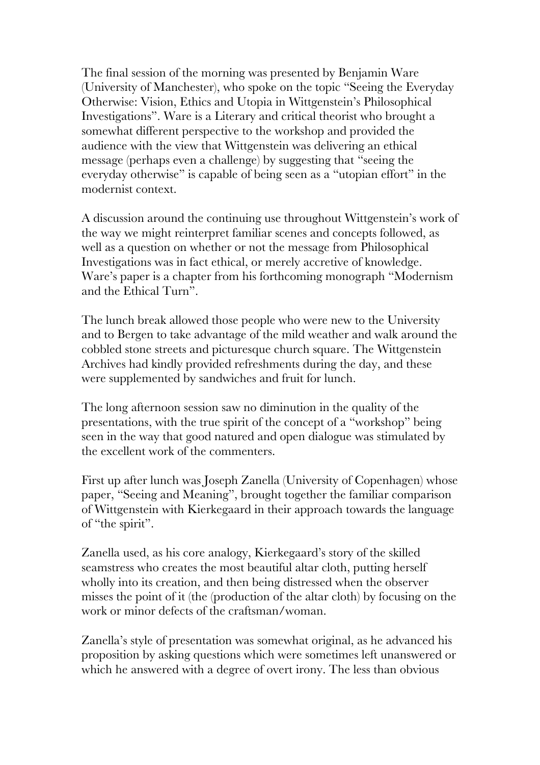The final session of the morning was presented by Benjamin Ware (University of Manchester), who spoke on the topic "Seeing the Everyday Otherwise: Vision, Ethics and Utopia in Wittgenstein's Philosophical Investigations". Ware is a Literary and critical theorist who brought a somewhat different perspective to the workshop and provided the audience with the view that Wittgenstein was delivering an ethical message (perhaps even a challenge) by suggesting that "seeing the everyday otherwise" is capable of being seen as a "utopian effort" in the modernist context.

A discussion around the continuing use throughout Wittgenstein's work of the way we might reinterpret familiar scenes and concepts followed, as well as a question on whether or not the message from Philosophical Investigations was in fact ethical, or merely accretive of knowledge. Ware's paper is a chapter from his forthcoming monograph "Modernism and the Ethical Turn".

The lunch break allowed those people who were new to the University and to Bergen to take advantage of the mild weather and walk around the cobbled stone streets and picturesque church square. The Wittgenstein Archives had kindly provided refreshments during the day, and these were supplemented by sandwiches and fruit for lunch.

The long afternoon session saw no diminution in the quality of the presentations, with the true spirit of the concept of a "workshop" being seen in the way that good natured and open dialogue was stimulated by the excellent work of the commenters.

First up after lunch was Joseph Zanella (University of Copenhagen) whose paper, "Seeing and Meaning", brought together the familiar comparison of Wittgenstein with Kierkegaard in their approach towards the language of "the spirit".

Zanella used, as his core analogy, Kierkegaard's story of the skilled seamstress who creates the most beautiful altar cloth, putting herself wholly into its creation, and then being distressed when the observer misses the point of it (the (production of the altar cloth) by focusing on the work or minor defects of the craftsman/woman.

Zanella's style of presentation was somewhat original, as he advanced his proposition by asking questions which were sometimes left unanswered or which he answered with a degree of overt irony. The less than obvious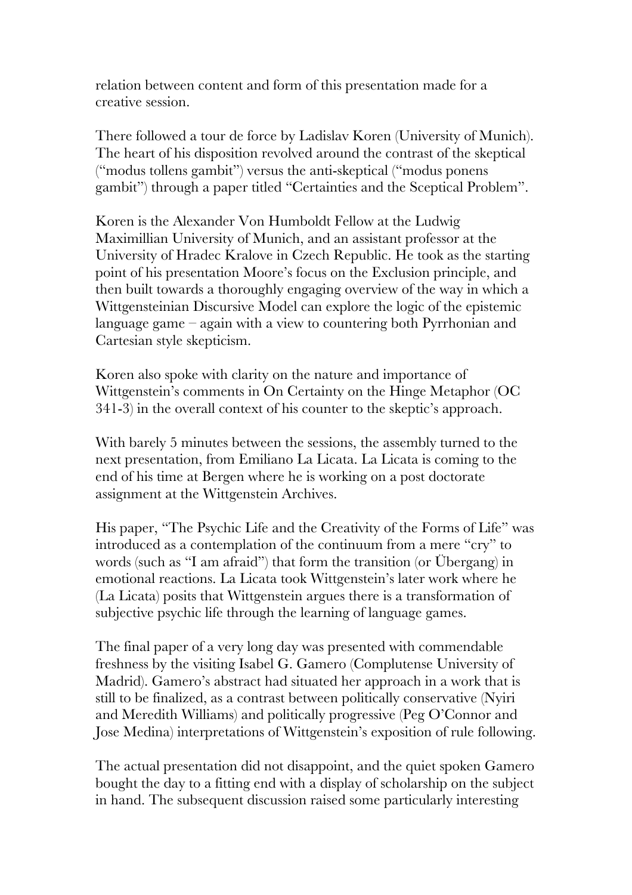relation between content and form of this presentation made for a creative session.

There followed a tour de force by Ladislav Koren (University of Munich). The heart of his disposition revolved around the contrast of the skeptical ("modus tollens gambit") versus the anti-skeptical ("modus ponens gambit") through a paper titled "Certainties and the Sceptical Problem".

Koren is the Alexander Von Humboldt Fellow at the Ludwig Maximillian University of Munich, and an assistant professor at the University of Hradec Kralove in Czech Republic. He took as the starting point of his presentation Moore's focus on the Exclusion principle, and then built towards a thoroughly engaging overview of the way in which a Wittgensteinian Discursive Model can explore the logic of the epistemic language game – again with a view to countering both Pyrrhonian and Cartesian style skepticism.

Koren also spoke with clarity on the nature and importance of Wittgenstein's comments in On Certainty on the Hinge Metaphor (OC 341-3) in the overall context of his counter to the skeptic's approach.

With barely 5 minutes between the sessions, the assembly turned to the next presentation, from Emiliano La Licata. La Licata is coming to the end of his time at Bergen where he is working on a post doctorate assignment at the Wittgenstein Archives.

His paper, "The Psychic Life and the Creativity of the Forms of Life" was introduced as a contemplation of the continuum from a mere "cry" to words (such as "I am afraid") that form the transition (or Übergang) in emotional reactions. La Licata took Wittgenstein's later work where he (La Licata) posits that Wittgenstein argues there is a transformation of subjective psychic life through the learning of language games.

The final paper of a very long day was presented with commendable freshness by the visiting Isabel G. Gamero (Complutense University of Madrid). Gamero's abstract had situated her approach in a work that is still to be finalized, as a contrast between politically conservative (Nyiri and Meredith Williams) and politically progressive (Peg O'Connor and Jose Medina) interpretations of Wittgenstein's exposition of rule following.

The actual presentation did not disappoint, and the quiet spoken Gamero bought the day to a fitting end with a display of scholarship on the subject in hand. The subsequent discussion raised some particularly interesting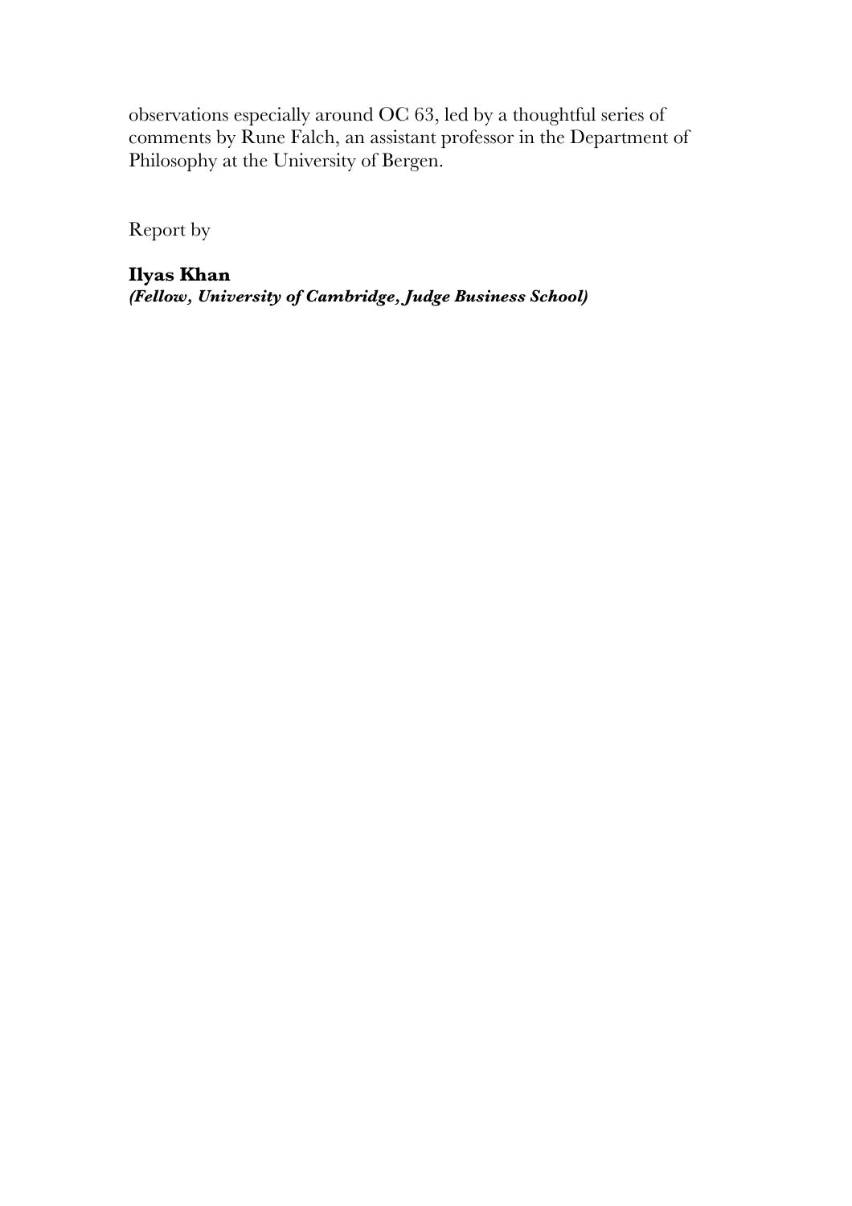observations especially around OC 63, led by a thoughtful series of comments by Rune Falch, an assistant professor in the Department of Philosophy at the University of Bergen.

Report by

**Ilyas Khan**
***(Fellow, University of Cambridge, Judge Business School)***